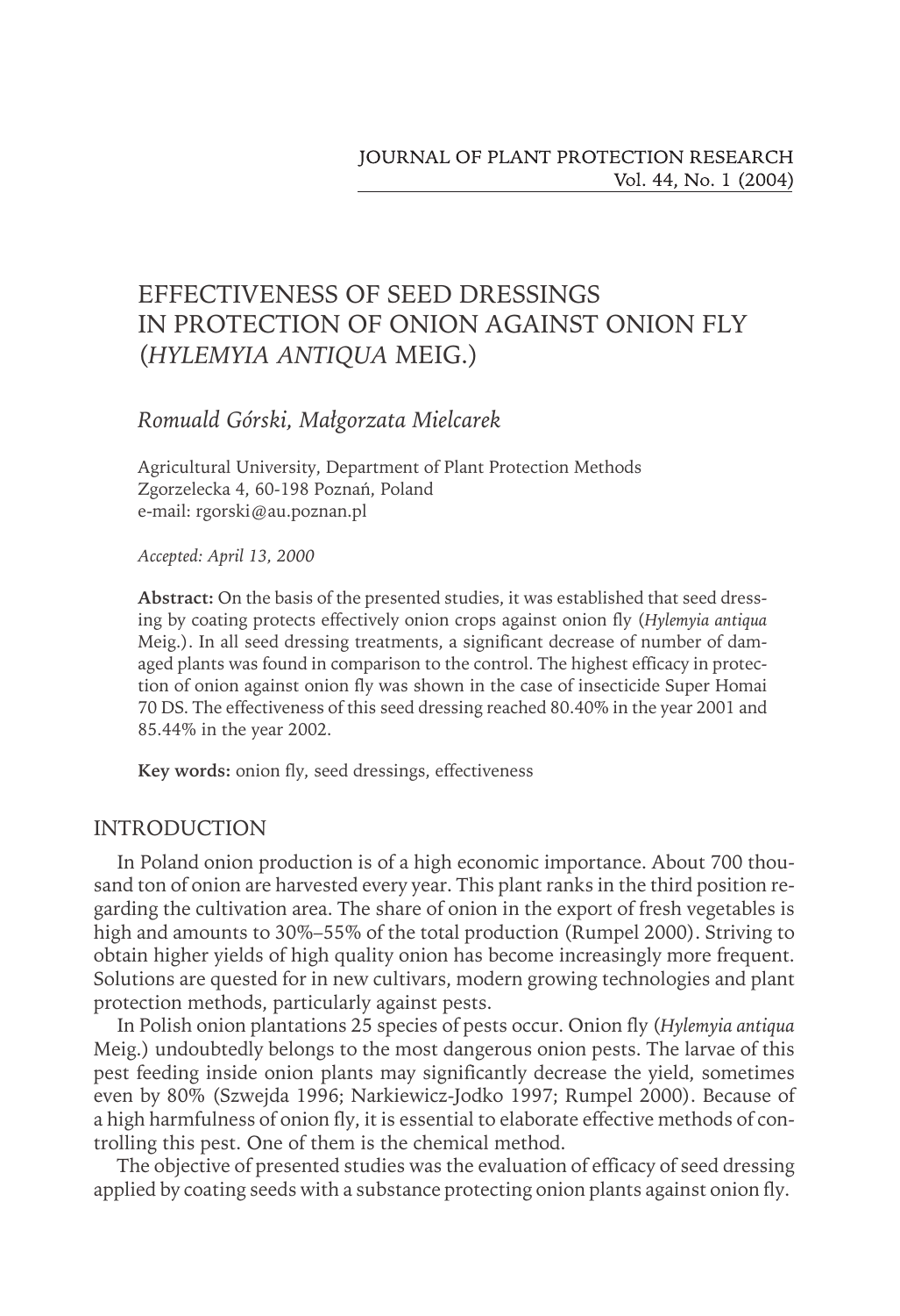# EFFECTIVENESS OF SEED DRESSINGS IN PROTECTION OF ONION AGAINST ONION FLY (*HYLEMYIA ANTIQUA* MEIG.)

*Romuald Górski, Małgorzata Mielcarek*

Agricultural University, Department of Plant Protection Methods
Zgorzelecka 4, 60-198 Poznań, Poland
e-mail: rgorski@au.poznan.pl

*Accepted: April 13, 2000*

**Abstract:** On the basis of the presented studies, it was established that seed dressing by coating protects effectively onion crops against onion fly (*Hylemyia antiqua* Meig.). In all seed dressing treatments, a significant decrease of number of damaged plants was found in comparison to the control. The highest efficacy in protection of onion against onion fly was shown in the case of insecticide Super Homai 70 DS. The effectiveness of this seed dressing reached 80.40% in the year 2001 and 85.44% in the year 2002.

**Key words:** onion fly, seed dressings, effectiveness

## INTRODUCTION

In Poland onion production is of a high economic importance. About 700 thousand ton of onion are harvested every year. This plant ranks in the third position regarding the cultivation area. The share of onion in the export of fresh vegetables is high and amounts to 30%–55% of the total production (Rumpel 2000). Striving to obtain higher yields of high quality onion has become increasingly more frequent. Solutions are quested for in new cultivars, modern growing technologies and plant protection methods, particularly against pests.

In Polish onion plantations 25 species of pests occur. Onion fly (*Hylemyia antiqua* Meig.) undoubtedly belongs to the most dangerous onion pests. The larvae of this pest feeding inside onion plants may significantly decrease the yield, sometimes even by 80% (Szwejda 1996; Narkiewicz-Jodko 1997; Rumpel 2000). Because of a high harmfulness of onion fly, it is essential to elaborate effective methods of controlling this pest. One of them is the chemical method.

The objective of presented studies was the evaluation of efficacy of seed dressing applied by coating seeds with a substance protecting onion plants against onion fly.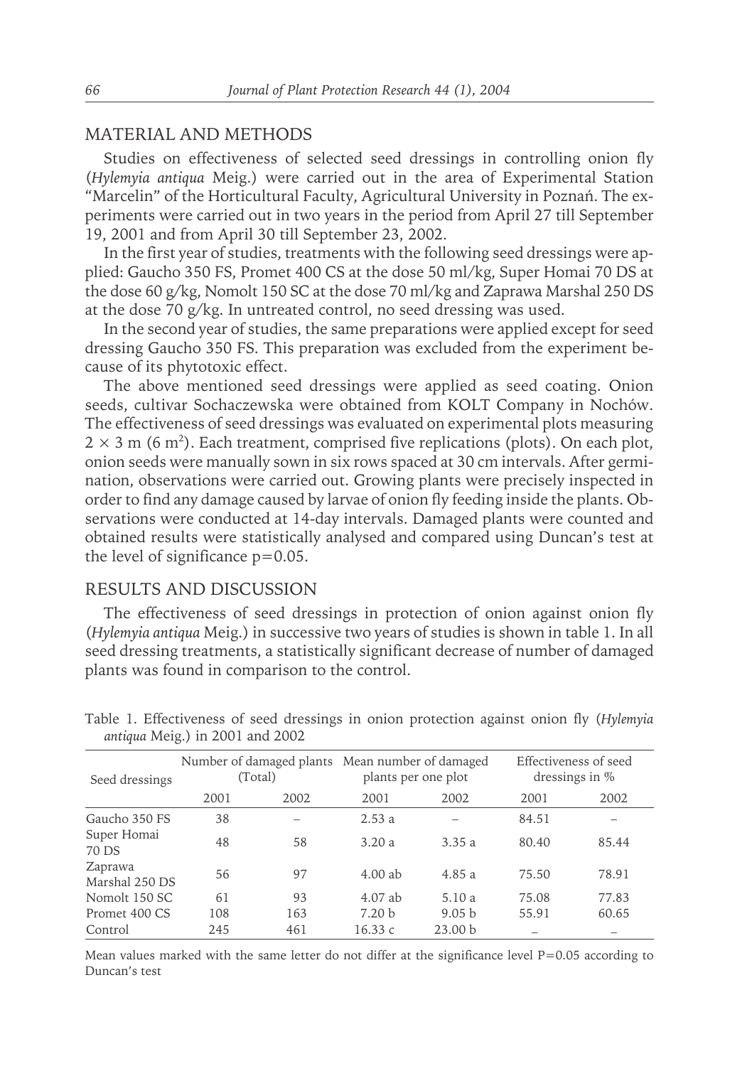## MATERIAL AND METHODS

Studies on effectiveness of selected seed dressings in controlling onion fly (*Hylemyia antiqua* Meig.) were carried out in the area of Experimental Station "Marcelin" of the Horticultural Faculty, Agricultural University in Poznań. The experiments were carried out in two years in the period from April 27 till September 19, 2001 and from April 30 till September 23, 2002.

In the first year of studies, treatments with the following seed dressings were applied: Gaucho 350 FS, Promet 400 CS at the dose 50 ml/kg, Super Homai 70 DS at the dose 60 g/kg, Nomolt 150 SC at the dose 70 ml/kg and Zaprawa Marshal 250 DS at the dose 70 g/kg. In untreated control, no seed dressing was used.

In the second year of studies, the same preparations were applied except for seed dressing Gaucho 350 FS. This preparation was excluded from the experiment because of its phytotoxic effect.

The above mentioned seed dressings were applied as seed coating. Onion seeds, cultivar Sochaczewska were obtained from KOLT Company in Nochów. The effectiveness of seed dressings was evaluated on experimental plots measuring $2 \times 3$ m (6 $m^2$). Each treatment, comprised five replications (plots). On each plot, onion seeds were manually sown in six rows spaced at 30 cm intervals. After germination, observations were carried out. Growing plants were precisely inspected in order to find any damage caused by larvae of onion fly feeding inside the plants. Observations were conducted at 14-day intervals. Damaged plants were counted and obtained results were statistically analysed and compared using Duncan's test at the level of significance $p=0.05$.

## RESULTS AND DISCUSSION

The effectiveness of seed dressings in protection of onion against onion fly (*Hylemyia antiqua* Meig.) in successive two years of studies is shown in table 1. In all seed dressing treatments, a statistically significant decrease of number of damaged plants was found in comparison to the control.

Table 1. Effectiveness of seed dressings in onion protection against onion fly (*Hylemyia antiqua* Meig.) in 2001 and 2002

| Seed dressings | Number of damaged plants (Total) | | Mean number of damaged plants per one plot | | Effectiveness of seed dressings in % | |
|---|---|---|---|---|---|---|
| | 2001 | 2002 | 2001 | 2002 | 2001 | 2002 |
| Gaucho 350 FS | 38 | – | 2.53 a | – | 84.51 | – |
| Super Homai 70 DS | 48 | 58 | 3.20 a | 3.35 a | 80.40 | 85.44 |
| Zaprawa Marshal 250 DS | 56 | 97 | 4.00 ab | 4.85 a | 75.50 | 78.91 |
| Nomolt 150 SC | 61 | 93 | 4.07 ab | 5.10 a | 75.08 | 77.83 |
| Promet 400 CS | 108 | 163 | 7.20 b | 9.05 b | 55.91 | 60.65 |
| Control | 245 | 461 | 16.33 c | 23.00 b | – | – |

Mean values marked with the same letter do not differ at the significance level $P=0.05$ according to Duncan's test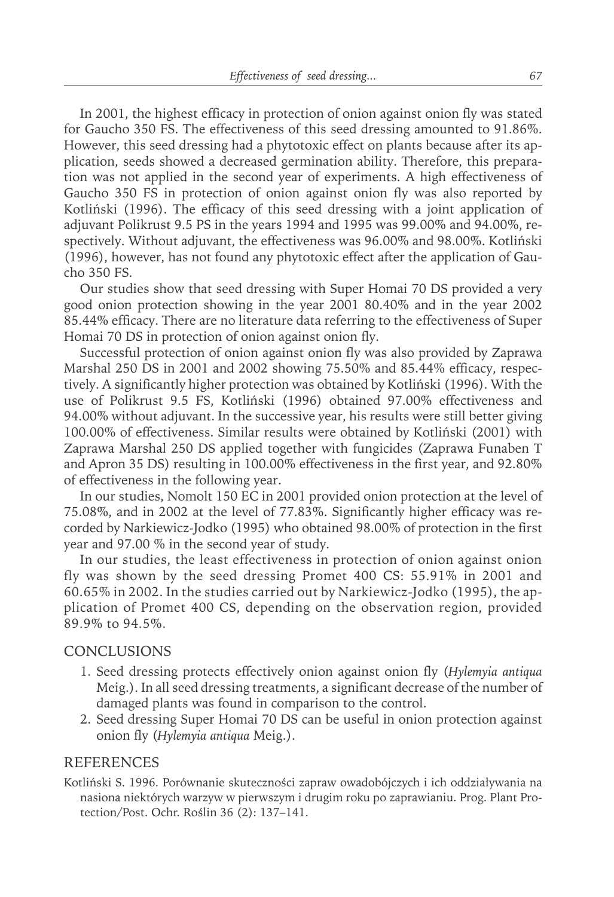In 2001, the highest efficacy in protection of onion against onion fly was stated for Gaucho 350 FS. The effectiveness of this seed dressing amounted to 91.86%. However, this seed dressing had a phytotoxic effect on plants because after its application, seeds showed a decreased germination ability. Therefore, this preparation was not applied in the second year of experiments. A high effectiveness of Gaucho 350 FS in protection of onion against onion fly was also reported by Kotliński (1996). The efficacy of this seed dressing with a joint application of adjuvant Polikrust 9.5 PS in the years 1994 and 1995 was 99.00% and 94.00%, respectively. Without adjuvant, the effectiveness was 96.00% and 98.00%. Kotliński (1996), however, has not found any phytotoxic effect after the application of Gaucho 350 FS.

Our studies show that seed dressing with Super Homai 70 DS provided a very good onion protection showing in the year 2001 80.40% and in the year 2002 85.44% efficacy. There are no literature data referring to the effectiveness of Super Homai 70 DS in protection of onion against onion fly.

Successful protection of onion against onion fly was also provided by Zaprawa Marshal 250 DS in 2001 and 2002 showing 75.50% and 85.44% efficacy, respectively. A significantly higher protection was obtained by Kotliński (1996). With the use of Polikrust 9.5 FS, Kotliński (1996) obtained 97.00% effectiveness and 94.00% without adjuvant. In the successive year, his results were still better giving 100.00% of effectiveness. Similar results were obtained by Kotliński (2001) with Zaprawa Marshal 250 DS applied together with fungicides (Zaprawa Funaben T and Apron 35 DS) resulting in 100.00% effectiveness in the first year, and 92.80% of effectiveness in the following year.

In our studies, Nomolt 150 EC in 2001 provided onion protection at the level of 75.08%, and in 2002 at the level of 77.83%. Significantly higher efficacy was recorded by Narkiewicz-Jodko (1995) who obtained 98.00% of protection in the first year and 97.00 % in the second year of study.

In our studies, the least effectiveness in protection of onion against onion fly was shown by the seed dressing Promet 400 CS: 55.91% in 2001 and 60.65% in 2002. In the studies carried out by Narkiewicz-Jodko (1995), the application of Promet 400 CS, depending on the observation region, provided 89.9% to 94.5%.

## CONCLUSIONS

1. Seed dressing protects effectively onion against onion fly (*Hylemyia antiqua* Meig.). In all seed dressing treatments, a significant decrease of the number of damaged plants was found in comparison to the control.
2. Seed dressing Super Homai 70 DS can be useful in onion protection against onion fly (*Hylemyia antiqua* Meig.).

## REFERENCES

Kotliński S. 1996. Porównanie skuteczności zapraw owadobójczych i ich oddziaływania na nasiona niektórych warzyw w pierwszym i drugim roku po zaprawianiu. Prog. Plant Protection/Post. Ochr. Roślin 36 (2): 137–141.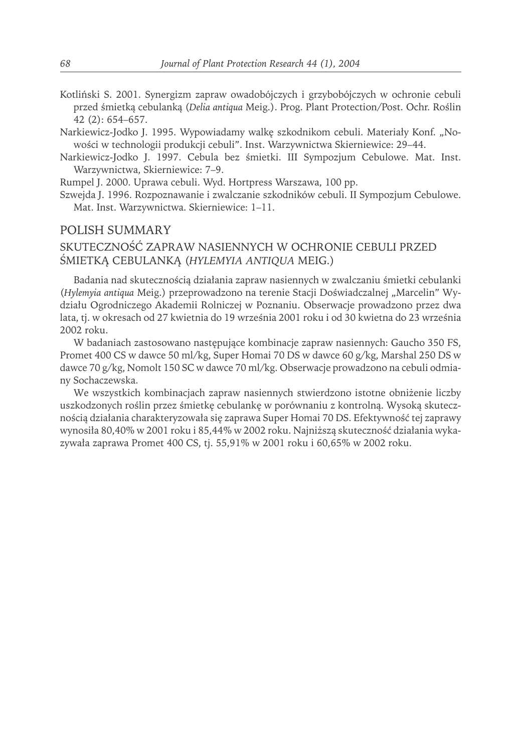Kotliński S. 2001. Synergizm zapraw owadobójczych i grzybobójczych w ochronie cebuli przed śmietką cebulanką (*Delia antiqua* Meig.). Prog. Plant Protection/Post. Ochr. Roślin 42 (2): 654–657.

Narkiewicz-Jodko J. 1995. Wypowiadamy walkę szkodnikom cebuli. Materiały Konf. „Nowości w technologii produkcji cebuli". Inst. Warzywnictwa Skierniewice: 29–44.

Narkiewicz-Jodko J. 1997. Cebula bez śmietki. III Sympozjum Cebulowe. Mat. Inst. Warzywnictwa, Skierniewice: 7–9.

Rumpel J. 2000. Uprawa cebuli. Wyd. Hortpress Warszawa, 100 pp.

Szwejda J. 1996. Rozpoznawanie i zwalczanie szkodników cebuli. II Sympozjum Cebulowe. Mat. Inst. Warzywnictwa. Skierniewice: 1–11.

## POLISH SUMMARY

### SKUTECZNOŚĆ ZAPRAW NASIENNYCH W OCHRONIE CEBULI PRZED ŚMIETKĄ CEBULANKĄ (*HYLEMYIA ANTIQUA* MEIG.)

Badania nad skutecznością działania zapraw nasiennych w zwalczaniu śmietki cebulanki (*Hylemyia antiqua* Meig.) przeprowadzono na terenie Stacji Doświadczalnej „Marcelin" Wydziału Ogrodniczego Akademii Rolniczej w Poznaniu. Obserwacje prowadzono przez dwa lata, tj. w okresach od 27 kwietnia do 19 września 2001 roku i od 30 kwietna do 23 września 2002 roku.

W badaniach zastosowano następujące kombinacje zapraw nasiennych: Gaucho 350 FS, Promet 400 CS w dawce 50 ml/kg, Super Homai 70 DS w dawce 60 g/kg, Marshal 250 DS w dawce 70 g/kg, Nomolt 150 SC w dawce 70 ml/kg. Obserwacje prowadzono na cebuli odmiany Sochaczewska.

We wszystkich kombinacjach zapraw nasiennych stwierdzono istotne obniżenie liczby uszkodzonych roślin przez śmietkę cebulankę w porównaniu z kontrolną. Wysoką skutecznością działania charakteryzowała się zaprawa Super Homai 70 DS. Efektywność tej zaprawy wynosiła 80,40% w 2001 roku i 85,44% w 2002 roku. Najniższą skuteczność działania wykazywała zaprawa Promet 400 CS, tj. 55,91% w 2001 roku i 60,65% w 2002 roku.